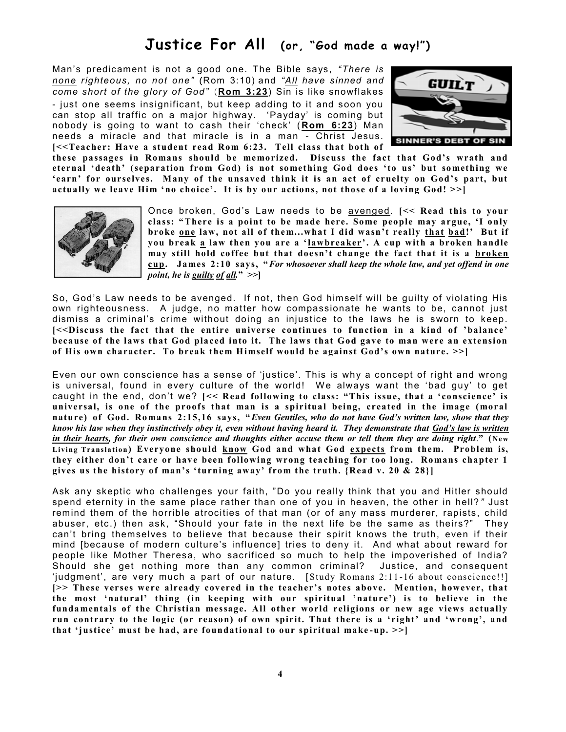# Justice For All (or, "God made a way!")

Man's predicament is not a good one. The Bible says, *"There is none righteous, no not one"* (Rom 3:10) and *"All have sinned and come short of the glory of God"* (**Rom 3:23**) Sin is like snowflakes - just one seems insignificant, but keep adding to it and soon you can stop all traffic on a major highway. 'Payday' is coming but nobody is going to want to cash their 'check' (**Rom 6:23**) Man needs a miracle and that miracle is in a man - Christ Jesus. **[<<Teacher: Have a student read Rom 6:23. Tell class that both of these passages in Romans should be memorized. Discuss the fact that God's wrath and eternal 'death' (separation from God) is not something God does 'to us' but something we 'earn' for ourselves. Many of the unsaved think it is an act of cruelty on God's part, but actually we leave Him 'no choice'. It is by our actions, not those of a loving God! >>]**

Once broken, God's Law needs to be avenged. **[<< Read this to your class: "There is a point to be made here. Some people may argue, 'I only broke one law, not all of them...what I did wasn't really that bad!' But if you break a law then you are a 'lawbreaker'. A cup with a broken handle may still hold coffee but that doesn't change the fact that it is a broken cup. James 2:10 says, "*For whosoever shall keep the whole law, and yet offend in one point, he is guilty of all.*" >>]**

So, God's Law needs to be avenged. If not, then God himself will be guilty of violating His own righteousness. A judge, no matter how compassionate he wants to be, cannot just dismiss a criminal's crime without doing an injustice to the laws he is sworn to keep. **[<<Discuss the fact that the entire universe continues to function in a kind of 'balance' because of the laws that God placed into it. The laws that God gave to man were an extension of His own character. To break them Himself would be against God's own nature. >>]**

Even our own conscience has a sense of 'justice'. This is why a concept of right and wrong is universal, found in every culture of the world! We always want the 'bad guy' to get caught in the end, don't we? **[<< Read following to class: "This issue, that a 'conscience' is universal, is one of the proofs that man is a spiritual being, created in the image (moral nature) of God. Romans 2:15,16 says, "*Even Gentiles, who do not have God's written law, show that they know his law when they instinctively obey it, even without having heard it. They demonstrate that God's law is written in their hearts, for their own conscience and thoughts either accuse them or tell them they are doing right.*" (New Living Translation) Everyone should know God and what God expects from them. Problem is, they either don't care or have been following wrong teaching for too long. Romans chapter 1 gives us the history of man's 'turning away' from the truth. {Read v. 20 & 28}]**

Ask any skeptic who challenges your faith, "Do you really think that you and Hitler should spend eternity in the same place rather than one of you in heaven, the other in hell?" Just remind them of the horrible atrocities of that man (or of any mass murderer, rapists, child abuser, etc.) then ask, "Should your fate in the next life be the same as theirs?" They can't bring themselves to believe that because their spirit knows the truth, even if their mind [because of modern culture's influence] tries to deny it. And what about reward for people like Mother Theresa, who sacrificed so much to help the impoverished of India? Should she get nothing more than any common criminal? Justice, and consequent 'judgment', are very much a part of our nature. [Study Romans 2:11-16 about conscience!!] **[>> These verses were already covered in the teacher's notes above. Mention, however, that the most 'natural' thing (in keeping with our spiritual 'nature') is to believe in the fundamentals of the Christian message. All other world religions or new age views actually run contrary to the logic (or reason) of own spirit. That there is a 'right' and 'wrong', and that 'justice' must be had, are foundational to our spiritual make-up. >>]**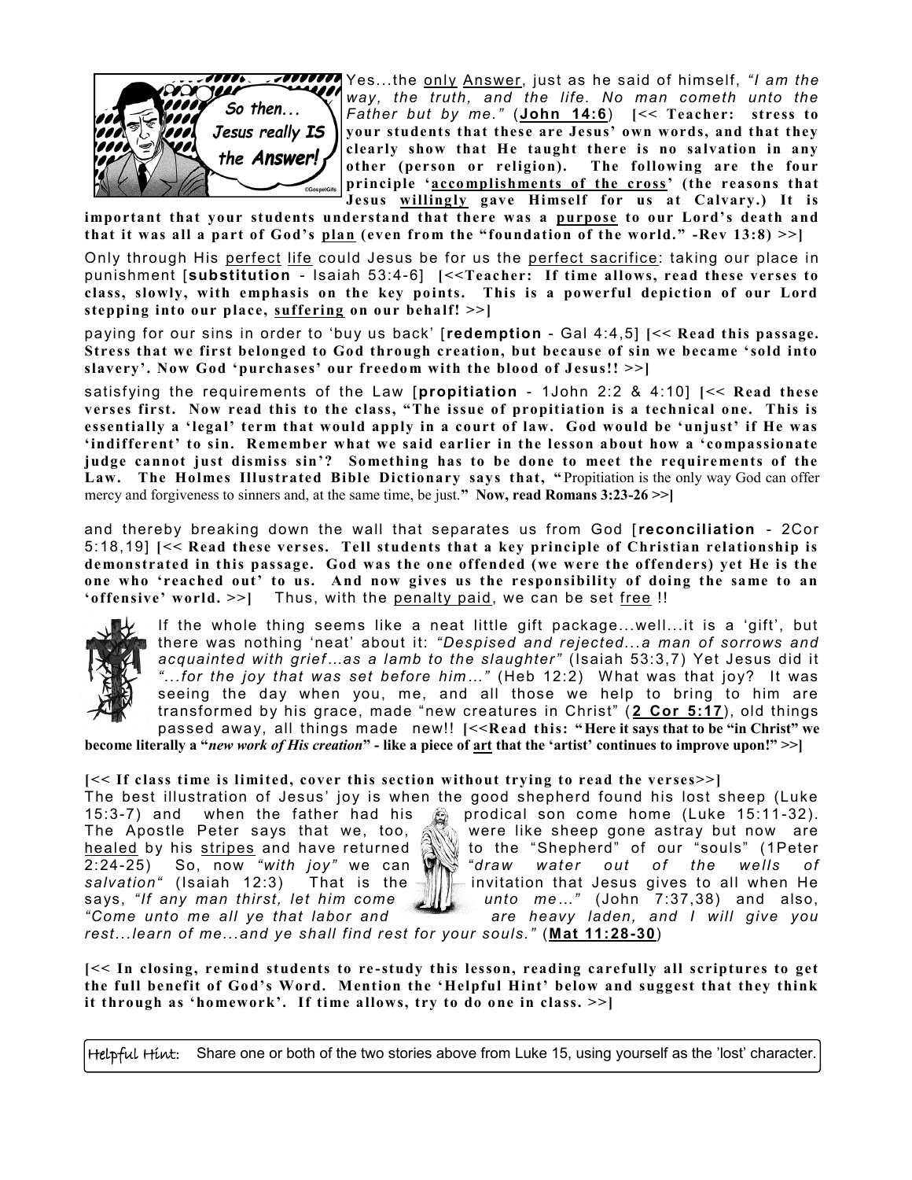So then... Jesus really IS the Answer!

Yes...the <u>only</u> <u>Answer</u>, just as he said of himself, *"I am the way, the truth, and the life. No man cometh unto the Father but by me."* (**<u>John 14:6</u>**) **[<< Teacher: stress to your students that these are Jesus' own words, and that they clearly show that He taught there is no salvation in any other (person or religion). The following are the four principle '<u>accomplishments of the cross</u>' (the reasons that Jesus <u>willingly</u> gave Himself for us at Calvary.) It is important that your students understand that there was a <u>purpose</u> to our Lord's death and that it was all a part of God's <u>plan</u> (even from the "foundation of the world." -Rev 13:8) >>]**

Only through His <u>perfect</u> <u>life</u> could Jesus be for us the <u>perfect sacrifice</u>: taking our place in punishment [**substitution** - Isaiah 53:4-6] **[<<Teacher: If time allows, read these verses to class, slowly, with emphasis on the key points. This is a powerful depiction of our Lord stepping into our place, <u>suffering</u> on our behalf! >>]**

paying for our sins in order to 'buy us back' [**redemption** - Gal 4:4,5] **[<< Read this passage. Stress that we first belonged to God through creation, but because of sin we became 'sold into slavery'. Now God 'purchases' our freedom with the blood of Jesus!! >>]**

satisfying the requirements of the Law [**propitiation** - 1John 2:2 & 4:10] **[<< Read these verses first. Now read this to the class, "The issue of propitiation is a technical one. This is essentially a 'legal' term that would apply in a court of law. God would be 'unjust' if He was 'indifferent' to sin. Remember what we said earlier in the lesson about how a 'compassionate judge cannot just dismiss sin'? Something has to be done to meet the requirements of the Law. The Holmes Illustrated Bible Dictionary says that, "**Propitiation is the only way God can offer mercy and forgiveness to sinners and, at the same time, be just.**" Now, read Romans 3:23-26 >>]**

and thereby breaking down the wall that separates us from God [**reconciliation** - 2Cor 5:18,19] **[<< Read these verses. Tell students that a key principle of Christian relationship is demonstrated in this passage. God was the one offended (we were the offenders) yet He is the one who 'reached out' to us. And now gives us the responsibility of doing the same to an 'offensive' world. >>]** Thus, with the <u>penalty paid</u>, we can be set <u>free</u> !!

If the whole thing seems like a neat little gift package...well...it is a 'gift', but there was nothing 'neat' about it: *"Despised and rejected...a man of sorrows and acquainted with grief...as a lamb to the slaughter"* (Isaiah 53:3,7) Yet Jesus did it *"...for the joy that was set before him..."* (Heb 12:2) What was that joy? It was seeing the day when you, me, and all those we help to bring to him are transformed by his grace, made "new creatures in Christ" (**<u>2 Cor 5:17</u>**), old things passed away, all things made new!! **[<<Read this: "Here it says that to be "in Christ" we become literally a "*new work of His creation*" - like a piece of <u>art</u> that the 'artist' continues to improve upon!" >>]**

**[<< If class time is limited, cover this section without trying to read the verses>>]**

The best illustration of Jesus' joy is when the good shepherd found his lost sheep (Luke 15:3-7) and when the father had his prodical son come home (Luke 15:11-32). The Apostle Peter says that we, too, were like sheep gone astray but now are <u>healed</u> by his <u>stripes</u> and have returned to the "Shepherd" of our "souls" (1Peter 2:24-25) So, now *"with joy"* we can *"draw water out of the wells of salvation"* (Isaiah 12:3) That is the invitation that Jesus gives to all when He says, *"If any man thirst, let him come unto me..."* (John 7:37,38) and also, *"Come unto me all ye that labor and are heavy laden, and I will give you rest...learn of me...and ye shall find rest for your souls."* (**<u>Mat 11:28-30</u>**)

**[<< In closing, remind students to re-study this lesson, reading carefully all scriptures to get the full benefit of God's Word. Mention the 'Helpful Hint' below and suggest that they think it through as 'homework'. If time allows, try to do one in class. >>]**

Helpful Hint: Share one or both of the two stories above from Luke 15, using yourself as the 'lost' character.